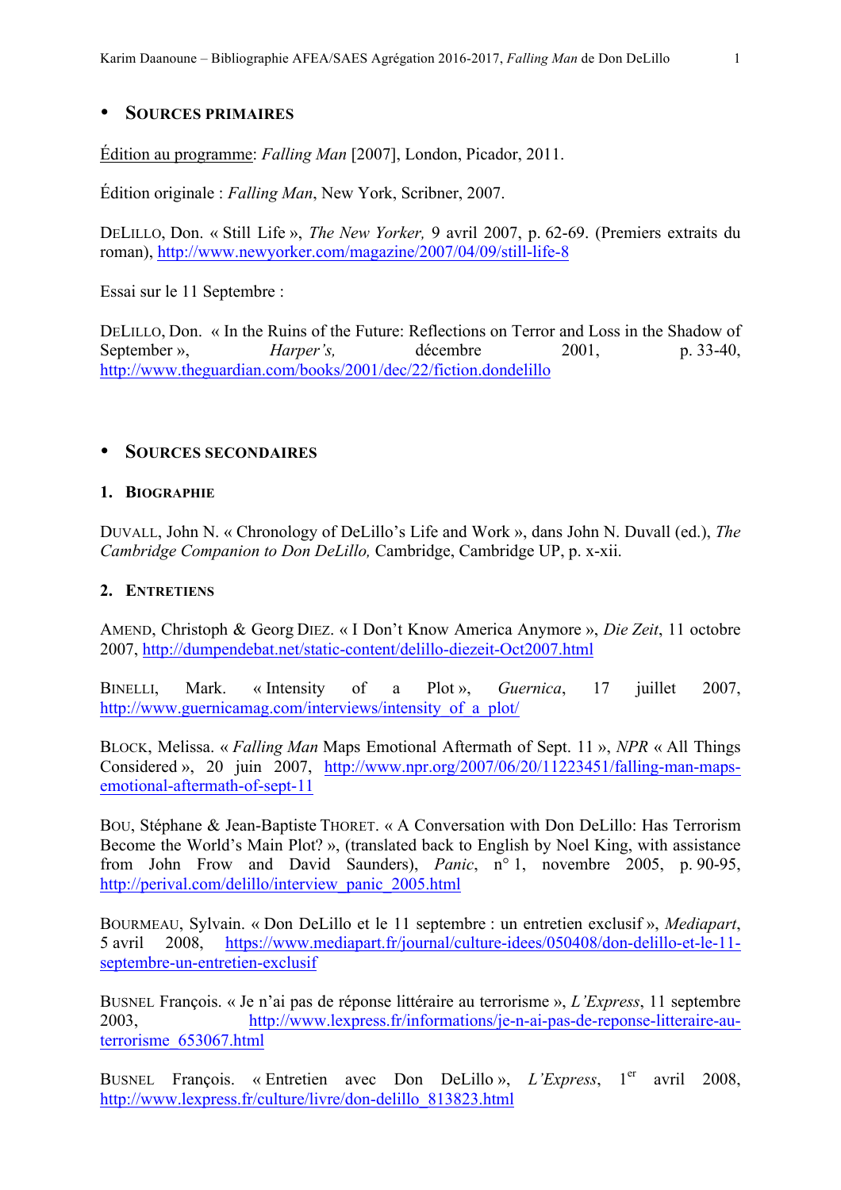- **SOURCES PRIMAIRES**

Édition au programme: *Falling Man* [2007], London, Picador, 2011.

Édition originale : *Falling Man*, New York, Scribner, 2007.

DELILLO, Don. « Still Life », *The New Yorker,* 9 avril 2007, p. 62-69. (Premiers extraits du roman), http://www.newyorker.com/magazine/2007/04/09/still-life-8

Essai sur le 11 Septembre :

DELILLO, Don. « In the Ruins of the Future: Reflections on Terror and Loss in the Shadow of September », *Harper's,* décembre 2001, p. 33-40, http://www.theguardian.com/books/2001/dec/22/fiction.dondelillo

- **SOURCES SECONDAIRES**

## 1. BIOGRAPHIE

DUVALL, John N. « Chronology of DeLillo's Life and Work », dans John N. Duvall (ed.), *The Cambridge Companion to Don DeLillo,* Cambridge, Cambridge UP, p. x-xii.

## 2. ENTRETIENS

AMEND, Christoph & Georg DIEZ. « I Don't Know America Anymore », *Die Zeit*, 11 octobre 2007, http://dumpendebat.net/static-content/delillo-diezeit-Oct2007.html

BINELLI, Mark. « Intensity of a Plot », *Guernica*, 17 juillet 2007, http://www.guernicamag.com/interviews/intensity_of_a_plot/

BLOCK, Melissa. « *Falling Man* Maps Emotional Aftermath of Sept. 11 », *NPR* « All Things Considered », 20 juin 2007, http://www.npr.org/2007/06/20/11223451/falling-man-maps-emotional-aftermath-of-sept-11

BOU, Stéphane & Jean-Baptiste THORET. « A Conversation with Don DeLillo: Has Terrorism Become the World's Main Plot? », (translated back to English by Noel King, with assistance from John Frow and David Saunders), *Panic*, n° 1, novembre 2005, p. 90-95, http://perival.com/delillo/interview_panic_2005.html

BOURMEAU, Sylvain. « Don DeLillo et le 11 septembre : un entretien exclusif », *Mediapart*, 5 avril 2008, https://www.mediapart.fr/journal/culture-idees/050408/don-delillo-et-le-11-septembre-un-entretien-exclusif

BUSNEL François. « Je n'ai pas de réponse littéraire au terrorisme », *L'Express*, 11 septembre 2003, http://www.lexpress.fr/informations/je-n-ai-pas-de-reponse-litteraire-au-terrorisme_653067.html

BUSNEL François. « Entretien avec Don DeLillo », *L'Express*, 1er avril 2008, http://www.lexpress.fr/culture/livre/don-delillo_813823.html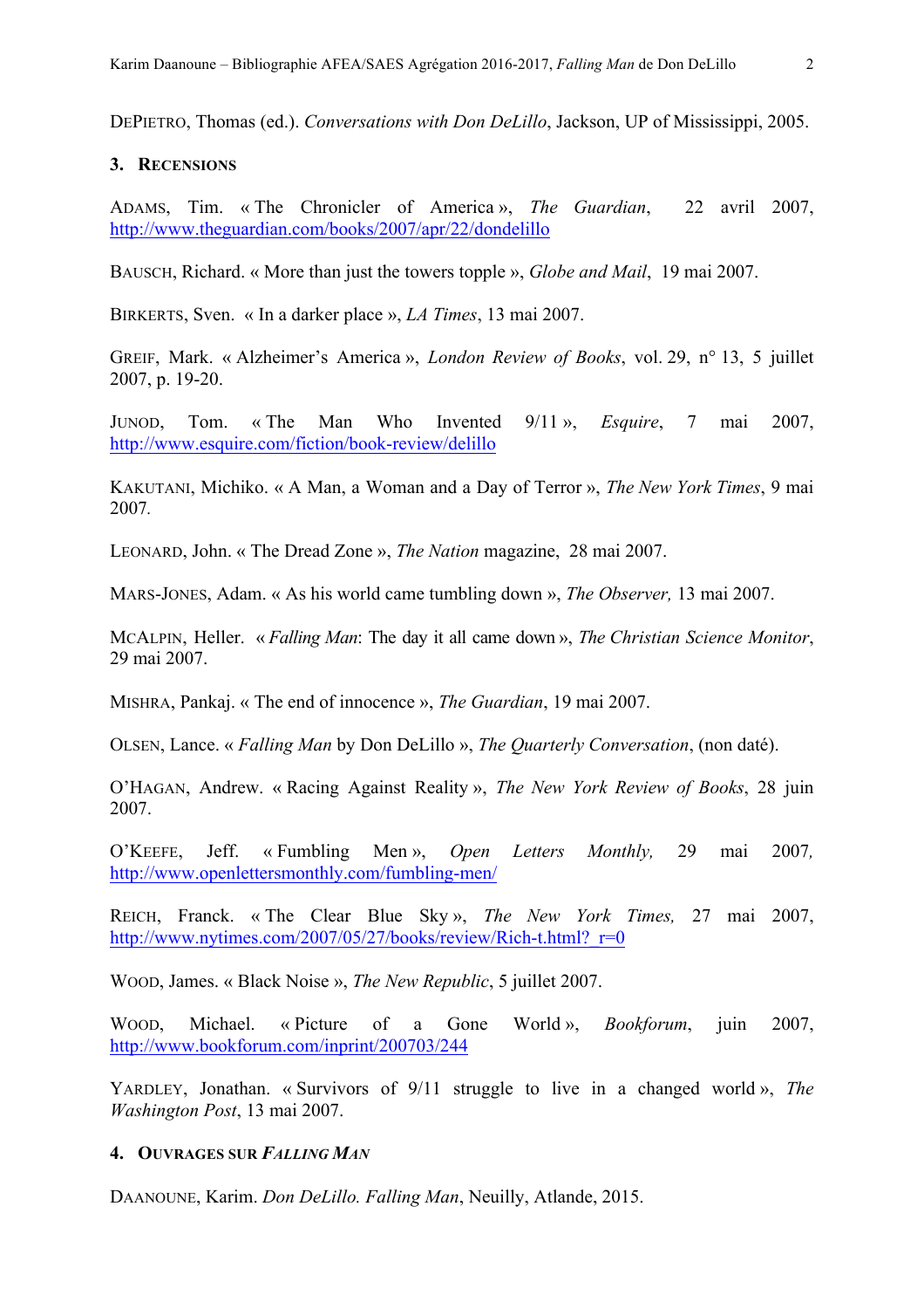DEPIETRO, Thomas (ed.). *Conversations with Don DeLillo*, Jackson, UP of Mississippi, 2005.

## 3. RECENSIONS

ADAMS, Tim. « The Chronicler of America », *The Guardian*, 22 avril 2007, http://www.theguardian.com/books/2007/apr/22/dondelillo

BAUSCH, Richard. « More than just the towers topple », *Globe and Mail*, 19 mai 2007.

BIRKERTS, Sven. « In a darker place », *LA Times*, 13 mai 2007.

GREIF, Mark. « Alzheimer's America », *London Review of Books*, vol. 29, n° 13, 5 juillet 2007, p. 19-20.

JUNOD, Tom. « The Man Who Invented 9/11 », *Esquire*, 7 mai 2007, http://www.esquire.com/fiction/book-review/delillo

KAKUTANI, Michiko. « A Man, a Woman and a Day of Terror », *The New York Times*, 9 mai 2007.

LEONARD, John. « The Dread Zone », *The Nation* magazine, 28 mai 2007.

MARS-JONES, Adam. « As his world came tumbling down », *The Observer,* 13 mai 2007.

MCALPIN, Heller. « *Falling Man*: The day it all came down », *The Christian Science Monitor*, 29 mai 2007.

MISHRA, Pankaj. « The end of innocence », *The Guardian*, 19 mai 2007.

OLSEN, Lance. « *Falling Man* by Don DeLillo », *The Quarterly Conversation*, (non daté).

O'HAGAN, Andrew. « Racing Against Reality », *The New York Review of Books*, 28 juin 2007.

O'KEEFE, Jeff. « Fumbling Men », *Open Letters Monthly,* 29 mai 2007, http://www.openlettersmonthly.com/fumbling-men/

REICH, Franck. « The Clear Blue Sky », *The New York Times,* 27 mai 2007, http://www.nytimes.com/2007/05/27/books/review/Rich-t.html?_r=0

WOOD, James. « Black Noise », *The New Republic*, 5 juillet 2007.

WOOD, Michael. « Picture of a Gone World », *Bookforum*, juin 2007, http://www.bookforum.com/inprint/200703/244

YARDLEY, Jonathan. « Survivors of 9/11 struggle to live in a changed world », *The Washington Post*, 13 mai 2007.

## 4. OUVRAGES SUR *FALLING MAN*

DAANOUNE, Karim. *Don DeLillo. Falling Man*, Neuilly, Atlande, 2015.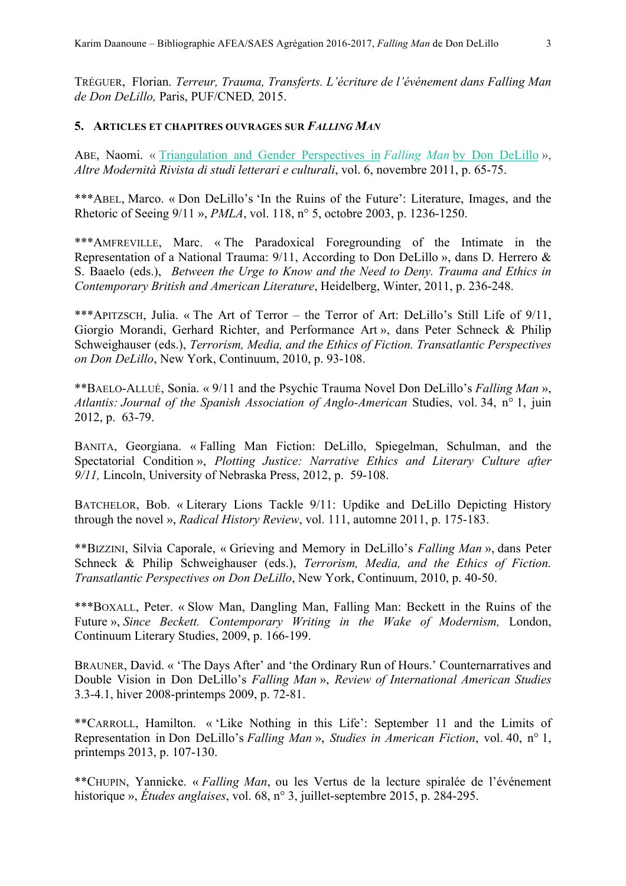TRÉGUER, Florian. *Terreur, Trauma, Transferts. L'écriture de l'événement dans Falling Man de Don DeLillo,* Paris, PUF/CNED*,* 2015.

## 5. ARTICLES ET CHAPITRES OUVRAGES SUR *FALLING MAN*

ABE, Naomi. « Triangulation and Gender Perspectives in *Falling Man* by Don DeLillo », *Altre Modernità Rivista di studi letterari e culturali*, vol. 6, novembre 2011, p. 65-75.

***ABEL, Marco. « Don DeLillo's 'In the Ruins of the Future': Literature, Images, and the Rhetoric of Seeing 9/11 », *PMLA*, vol. 118, n° 5, octobre 2003, p. 1236-1250.

***AMFREVILLE, Marc. « The Paradoxical Foregrounding of the Intimate in the Representation of a National Trauma: 9/11, According to Don DeLillo », dans D. Herrero & S. Baaelo (eds.), *Between the Urge to Know and the Need to Deny. Trauma and Ethics in Contemporary British and American Literature*, Heidelberg, Winter, 2011, p. 236-248.

***APITZSCH, Julia. « The Art of Terror – the Terror of Art: DeLillo's Still Life of 9/11, Giorgio Morandi, Gerhard Richter, and Performance Art », dans Peter Schneck & Philip Schweighauser (eds.), *Terrorism, Media, and the Ethics of Fiction. Transatlantic Perspectives on Don DeLillo*, New York, Continuum, 2010, p. 93-108.

**BAELO-ALLUÉ, Sonia. « 9/11 and the Psychic Trauma Novel Don DeLillo's *Falling Man* », *Atlantis: Journal of the Spanish Association of Anglo-American* Studies, vol. 34, n° 1, juin 2012, p. 63-79.

BANITA, Georgiana. « Falling Man Fiction: DeLillo, Spiegelman, Schulman, and the Spectatorial Condition », *Plotting Justice: Narrative Ethics and Literary Culture after 9/11,* Lincoln, University of Nebraska Press, 2012, p. 59-108.

BATCHELOR, Bob. « Literary Lions Tackle 9/11: Updike and DeLillo Depicting History through the novel », *Radical History Review*, vol. 111, automne 2011, p. 175-183.

**BIZZINI, Silvia Caporale, « Grieving and Memory in DeLillo's *Falling Man* », dans Peter Schneck & Philip Schweighauser (eds.), *Terrorism, Media, and the Ethics of Fiction. Transatlantic Perspectives on Don DeLillo*, New York, Continuum, 2010, p. 40-50.

***BOXALL, Peter. « Slow Man, Dangling Man, Falling Man: Beckett in the Ruins of the Future », *Since Beckett. Contemporary Writing in the Wake of Modernism,* London, Continuum Literary Studies, 2009, p. 166-199.

BRAUNER, David. « 'The Days After' and 'the Ordinary Run of Hours.' Counternarratives and Double Vision in Don DeLillo's *Falling Man* », *Review of International American Studies* 3.3-4.1, hiver 2008-printemps 2009, p. 72-81.

**CARROLL, Hamilton. « 'Like Nothing in this Life': September 11 and the Limits of Representation in Don DeLillo's *Falling Man* », *Studies in American Fiction*, vol. 40, n° 1, printemps 2013, p. 107-130.

**CHUPIN, Yannicke. « *Falling Man*, ou les Vertus de la lecture spiralée de l'événement historique », *Études anglaises*, vol. 68, n° 3, juillet-septembre 2015, p. 284-295.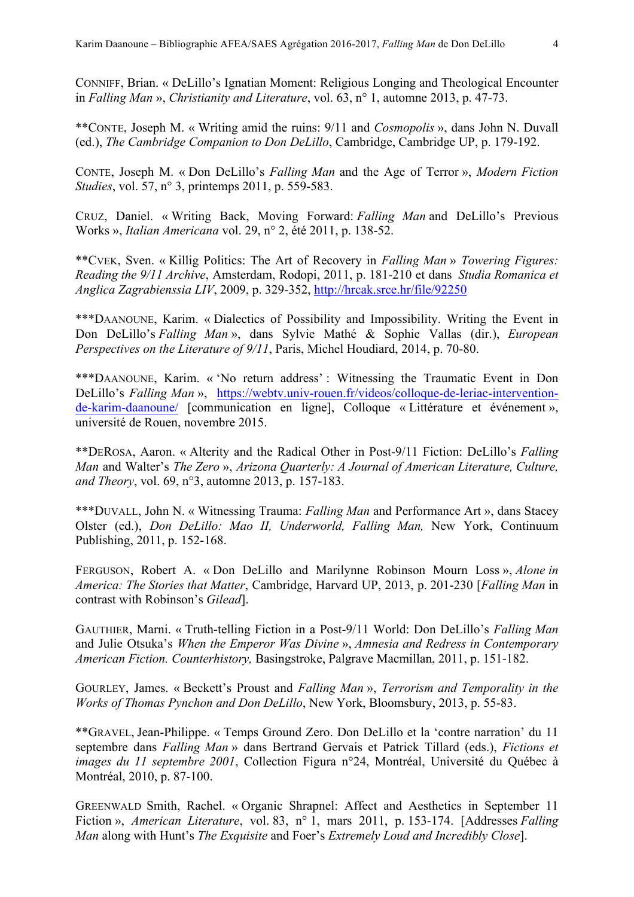CONNIFF, Brian. « DeLillo's Ignatian Moment: Religious Longing and Theological Encounter in *Falling Man* », *Christianity and Literature*, vol. 63, n° 1, automne 2013, p. 47-73.

**CONTE, Joseph M. « Writing amid the ruins: 9/11 and *Cosmopolis* », dans John N. Duvall (ed.), *The Cambridge Companion to Don DeLillo*, Cambridge, Cambridge UP, p. 179-192.

CONTE, Joseph M. « Don DeLillo's *Falling Man* and the Age of Terror », *Modern Fiction Studies*, vol. 57, n° 3, printemps 2011, p. 559-583.

CRUZ, Daniel. « Writing Back, Moving Forward: *Falling Man* and DeLillo's Previous Works », *Italian Americana* vol. 29, n° 2, été 2011, p. 138-52.

**CVEK, Sven. « Killig Politics: The Art of Recovery in *Falling Man* » *Towering Figures: Reading the 9/11 Archive*, Amsterdam, Rodopi, 2011, p. 181-210 et dans *Studia Romanica et Anglica Zagrabienssia LIV*, 2009, p. 329-352, http://hrcak.srce.hr/file/92250

***DAANOUNE, Karim. « Dialectics of Possibility and Impossibility. Writing the Event in Don DeLillo's *Falling Man* », dans Sylvie Mathé & Sophie Vallas (dir.), *European Perspectives on the Literature of 9/11*, Paris, Michel Houdiard, 2014, p. 70-80.

***DAANOUNE, Karim. « 'No return address' : Witnessing the Traumatic Event in Don DeLillo's *Falling Man* », https://webtv.univ-rouen.fr/videos/colloque-de-leriac-intervention-de-karim-daanoune/ [communication en ligne], Colloque « Littérature et événement », université de Rouen, novembre 2015.

**DEROSA, Aaron. « Alterity and the Radical Other in Post-9/11 Fiction: DeLillo's *Falling Man* and Walter's *The Zero* », *Arizona Quarterly: A Journal of American Literature, Culture, and Theory*, vol. 69, n°3, automne 2013, p. 157-183.

***DUVALL, John N. « Witnessing Trauma: *Falling Man* and Performance Art », dans Stacey Olster (ed.), *Don DeLillo: Mao II, Underworld, Falling Man,* New York, Continuum Publishing, 2011, p. 152-168.

FERGUSON, Robert A. « Don DeLillo and Marilynne Robinson Mourn Loss », *Alone in America: The Stories that Matter*, Cambridge, Harvard UP, 2013, p. 201-230 [*Falling Man* in contrast with Robinson's *Gilead*].

GAUTHIER, Marni. « Truth-telling Fiction in a Post-9/11 World: Don DeLillo's *Falling Man* and Julie Otsuka's *When the Emperor Was Divine* », *Amnesia and Redress in Contemporary American Fiction. Counterhistory,* Basingstoke, Palgrave Macmillan, 2011, p. 151-182.

GOURLEY, James. « Beckett's Proust and *Falling Man* », *Terrorism and Temporality in the Works of Thomas Pynchon and Don DeLillo*, New York, Bloomsbury, 2013, p. 55-83.

**GRAVEL, Jean-Philippe. « Temps Ground Zero. Don DeLillo et la 'contre narration' du 11 septembre dans *Falling Man* » dans Bertrand Gervais et Patrick Tillard (eds.), *Fictions et images du 11 septembre 2001*, Collection Figura n°24, Montréal, Université du Québec à Montréal, 2010, p. 87-100.

GREENWALD Smith, Rachel. « Organic Shrapnel: Affect and Aesthetics in September 11 Fiction », *American Literature*, vol. 83, n° 1, mars 2011, p. 153-174. [Addresses *Falling Man* along with Hunt's *The Exquisite* and Foer's *Extremely Loud and Incredibly Close*].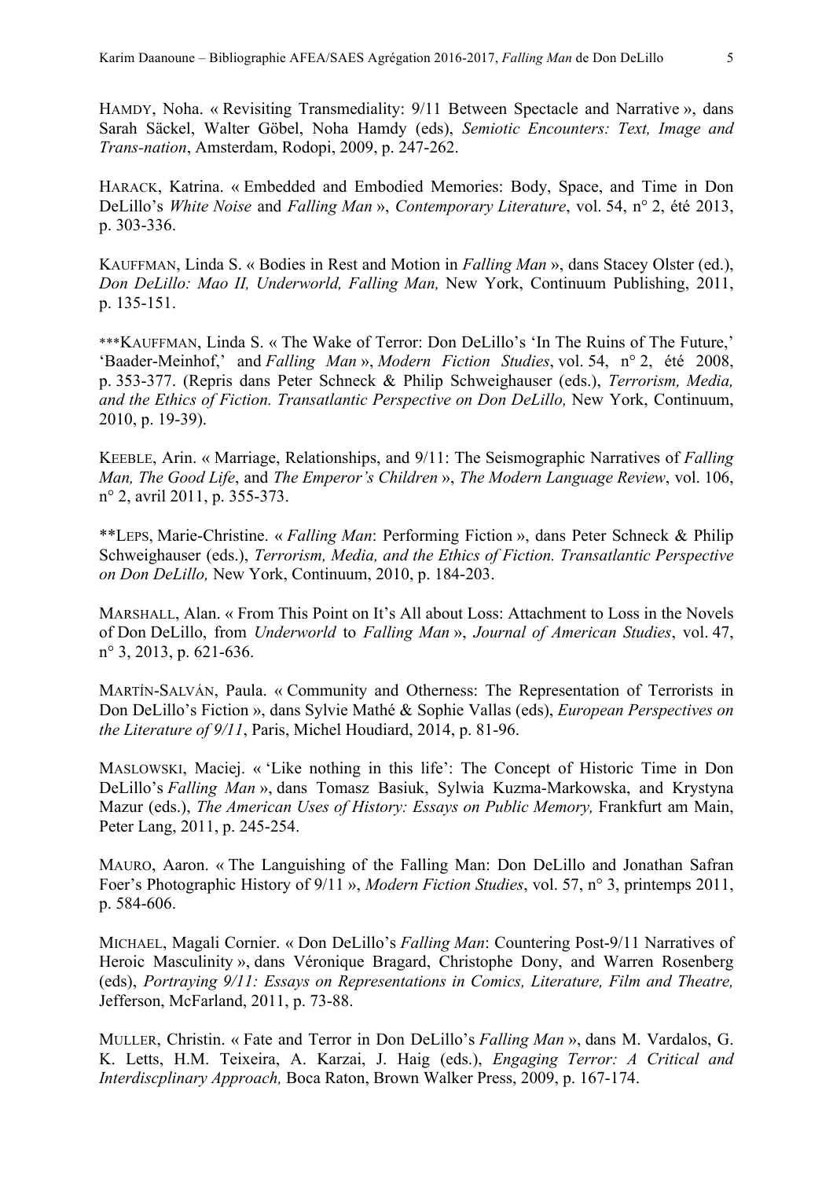HAMDY, Noha. « Revisiting Transmediality: 9/11 Between Spectacle and Narrative », dans Sarah Säckel, Walter Göbel, Noha Hamdy (eds), *Semiotic Encounters: Text, Image and Trans-nation*, Amsterdam, Rodopi, 2009, p. 247-262.

HARACK, Katrina. « Embedded and Embodied Memories: Body, Space, and Time in Don DeLillo's *White Noise* and *Falling Man* », *Contemporary Literature*, vol. 54, n° 2, été 2013, p. 303-336.

KAUFFMAN, Linda S. « Bodies in Rest and Motion in *Falling Man* », dans Stacey Olster (ed.), *Don DeLillo: Mao II, Underworld, Falling Man,* New York, Continuum Publishing, 2011, p. 135-151.

***KAUFFMAN, Linda S. « The Wake of Terror: Don DeLillo's 'In The Ruins of The Future,' 'Baader-Meinhof,' and *Falling Man* », *Modern Fiction Studies*, vol. 54, n° 2, été 2008, p. 353-377. (Repris dans Peter Schneck & Philip Schweighauser (eds.), *Terrorism, Media, and the Ethics of Fiction. Transatlantic Perspective on Don DeLillo,* New York, Continuum, 2010, p. 19-39).

KEEBLE, Arin. « Marriage, Relationships, and 9/11: The Seismographic Narratives of *Falling Man, The Good Life*, and *The Emperor's Children* », *The Modern Language Review*, vol. 106, n° 2, avril 2011, p. 355-373.

**LEPS, Marie-Christine. « *Falling Man*: Performing Fiction », dans Peter Schneck & Philip Schweighauser (eds.), *Terrorism, Media, and the Ethics of Fiction. Transatlantic Perspective on Don DeLillo,* New York, Continuum, 2010, p. 184-203.

MARSHALL, Alan. « From This Point on It's All about Loss: Attachment to Loss in the Novels of Don DeLillo, from *Underworld* to *Falling Man* », *Journal of American Studies*, vol. 47, n° 3, 2013, p. 621-636.

MARTÍN-SALVÁN, Paula. « Community and Otherness: The Representation of Terrorists in Don DeLillo's Fiction », dans Sylvie Mathé & Sophie Vallas (eds), *European Perspectives on the Literature of 9/11*, Paris, Michel Houdiard, 2014, p. 81-96.

MASLOWSKI, Maciej. « 'Like nothing in this life': The Concept of Historic Time in Don DeLillo's *Falling Man* », dans Tomasz Basiuk, Sylwia Kuzma-Markowska, and Krystyna Mazur (eds.), *The American Uses of History: Essays on Public Memory,* Frankfurt am Main, Peter Lang, 2011, p. 245-254.

MAURO, Aaron. « The Languishing of the Falling Man: Don DeLillo and Jonathan Safran Foer's Photographic History of 9/11 », *Modern Fiction Studies*, vol. 57, n° 3, printemps 2011, p. 584-606.

MICHAEL, Magali Cornier. « Don DeLillo's *Falling Man*: Countering Post-9/11 Narratives of Heroic Masculinity », dans Véronique Bragard, Christophe Dony, and Warren Rosenberg (eds), *Portraying 9/11: Essays on Representations in Comics, Literature, Film and Theatre,* Jefferson, McFarland, 2011, p. 73-88.

MULLER, Christin. « Fate and Terror in Don DeLillo's *Falling Man* », dans M. Vardalos, G. K. Letts, H.M. Teixeira, A. Karzai, J. Haig (eds.), *Engaging Terror: A Critical and Interdiscplinary Approach,* Boca Raton, Brown Walker Press, 2009, p. 167-174.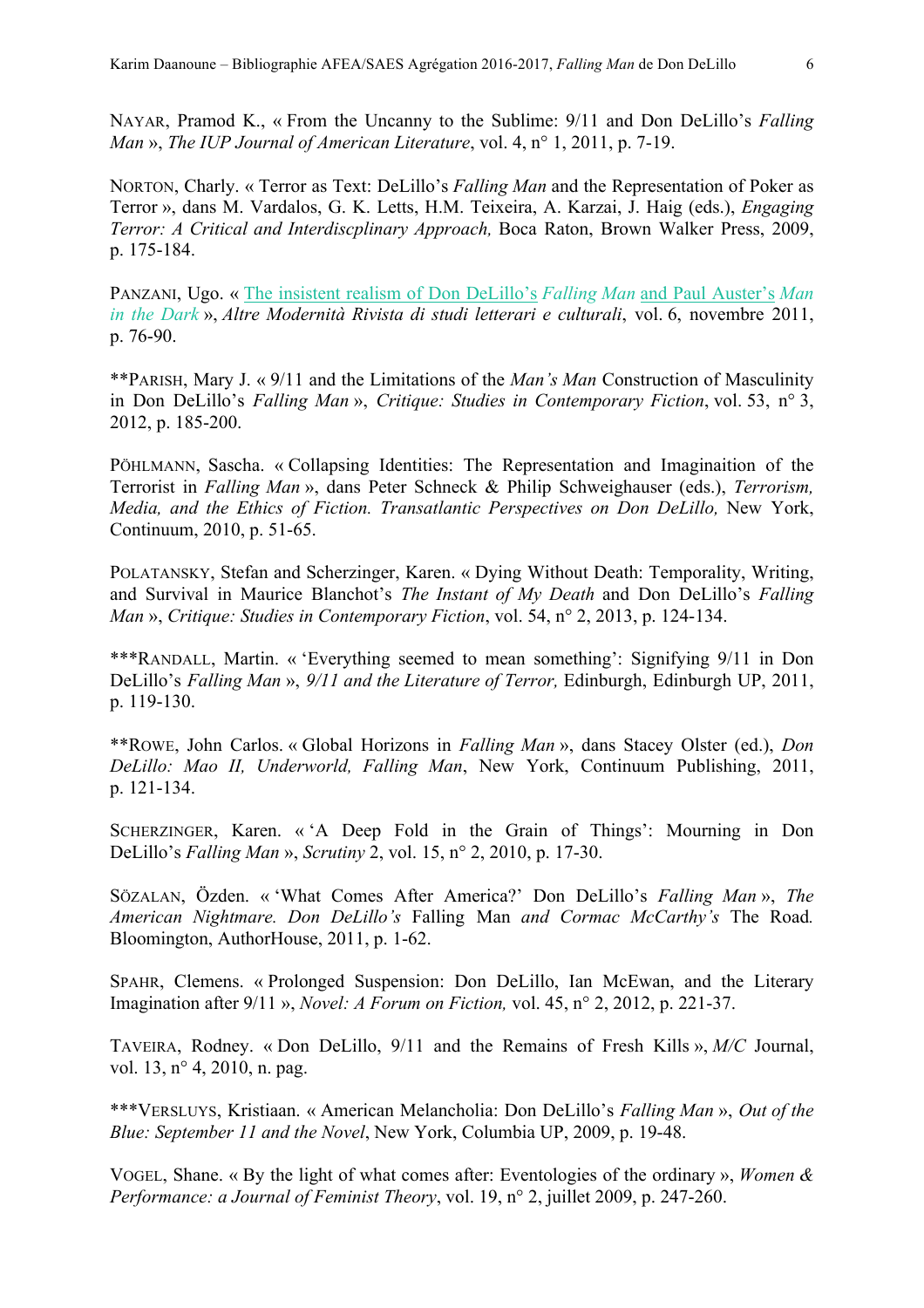NAYAR, Pramod K., « From the Uncanny to the Sublime: 9/11 and Don DeLillo's *Falling Man* », *The IUP Journal of American Literature*, vol. 4, n° 1, 2011, p. 7-19.

NORTON, Charly. « Terror as Text: DeLillo's *Falling Man* and the Representation of Poker as Terror », dans M. Vardalos, G. K. Letts, H.M. Teixeira, A. Karzai, J. Haig (eds.), *Engaging Terror: A Critical and Interdiscplinary Approach,* Boca Raton, Brown Walker Press, 2009, p. 175-184.

PANZANI, Ugo. « The insistent realism of Don DeLillo's *Falling Man* and Paul Auster's *Man in the Dark* », *Altre Modernità Rivista di studi letterari e culturali*, vol. 6, novembre 2011, p. 76-90.

**PARISH, Mary J. « 9/11 and the Limitations of the *Man's Man* Construction of Masculinity in Don DeLillo's *Falling Man* », *Critique: Studies in Contemporary Fiction*, vol. 53, n° 3, 2012, p. 185-200.

PÖHLMANN, Sascha. « Collapsing Identities: The Representation and Imaginaition of the Terrorist in *Falling Man* », dans Peter Schneck & Philip Schweighauser (eds.), *Terrorism, Media, and the Ethics of Fiction. Transatlantic Perspectives on Don DeLillo,* New York, Continuum, 2010, p. 51-65.

POLATANSKY, Stefan and Scherzinger, Karen. « Dying Without Death: Temporality, Writing, and Survival in Maurice Blanchot's *The Instant of My Death* and Don DeLillo's *Falling Man* », *Critique: Studies in Contemporary Fiction*, vol. 54, n° 2, 2013, p. 124-134.

***RANDALL, Martin. « 'Everything seemed to mean something': Signifying 9/11 in Don DeLillo's *Falling Man* », *9/11 and the Literature of Terror,* Edinburgh, Edinburgh UP, 2011, p. 119-130.

**ROWE, John Carlos. « Global Horizons in *Falling Man* », dans Stacey Olster (ed.), *Don DeLillo: Mao II, Underworld, Falling Man*, New York, Continuum Publishing, 2011, p. 121-134.

SCHERZINGER, Karen. « 'A Deep Fold in the Grain of Things': Mourning in Don DeLillo's *Falling Man* », *Scrutiny* 2, vol. 15, n° 2, 2010, p. 17-30.

SÖZALAN, Özden. « 'What Comes After America?' Don DeLillo's *Falling Man* », *The American Nightmare. Don DeLillo's* Falling Man *and Cormac McCarthy's* The Road*.* Bloomington, AuthorHouse, 2011, p. 1-62.

SPAHR, Clemens. « Prolonged Suspension: Don DeLillo, Ian McEwan, and the Literary Imagination after 9/11 », *Novel: A Forum on Fiction,* vol. 45, n° 2, 2012, p. 221-37.

TAVEIRA, Rodney. « Don DeLillo, 9/11 and the Remains of Fresh Kills », *M/C* Journal, vol. 13, n° 4, 2010, n. pag.

***VERSLUYS, Kristiaan. « American Melancholia: Don DeLillo's *Falling Man* », *Out of the Blue: September 11 and the Novel*, New York, Columbia UP, 2009, p. 19-48.

VOGEL, Shane. « By the light of what comes after: Eventologies of the ordinary », *Women & Performance: a Journal of Feminist Theory*, vol. 19, n° 2, juillet 2009, p. 247-260.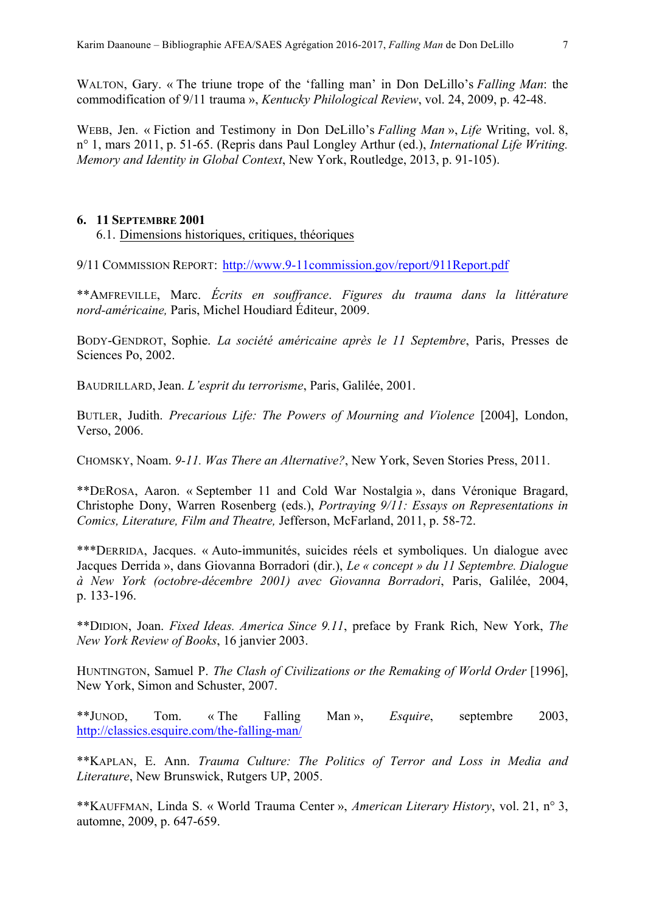WALTON, Gary. « The triune trope of the ‘falling man’ in Don DeLillo’s *Falling Man*: the commodification of 9/11 trauma », *Kentucky Philological Review*, vol. 24, 2009, p. 42-48.

WEBB, Jen. « Fiction and Testimony in Don DeLillo’s *Falling Man* », *Life* Writing, vol. 8, n° 1, mars 2011, p. 51-65. (Repris dans Paul Longley Arthur (ed.), *International Life Writing. Memory and Identity in Global Context*, New York, Routledge, 2013, p. 91-105).

## 6. 11 SEPTEMBRE 2001

### 6.1. Dimensions historiques, critiques, théoriques

9/11 COMMISSION REPORT: http://www.9-11commission.gov/report/911Report.pdf

**AMFREVILLE, Marc. *Écrits en souffrance*. *Figures du trauma dans la littérature nord-américaine,* Paris, Michel Houdiard Éditeur, 2009.

BODY-GENDROT, Sophie. *La société américaine après le 11 Septembre*, Paris, Presses de Sciences Po, 2002.

BAUDRILLARD, Jean. *L’esprit du terrorisme*, Paris, Galilée, 2001.

BUTLER, Judith. *Precarious Life: The Powers of Mourning and Violence* [2004], London, Verso, 2006.

CHOMSKY, Noam. *9-11. Was There an Alternative?*, New York, Seven Stories Press, 2011.

**DEROSA, Aaron. « September 11 and Cold War Nostalgia », dans Véronique Bragard, Christophe Dony, Warren Rosenberg (eds.), *Portraying 9/11: Essays on Representations in Comics, Literature, Film and Theatre,* Jefferson, McFarland, 2011, p. 58-72.

***DERRIDA, Jacques. « Auto-immunités, suicides réels et symboliques. Un dialogue avec Jacques Derrida », dans Giovanna Borradori (dir.), *Le « concept » du 11 Septembre. Dialogue à New York (octobre-décembre 2001) avec Giovanna Borradori*, Paris, Galilée, 2004, p. 133-196.

**DIDION, Joan. *Fixed Ideas. America Since 9.11*, preface by Frank Rich, New York, *The New York Review of Books*, 16 janvier 2003.

HUNTINGTON, Samuel P. *The Clash of Civilizations or the Remaking of World Order* [1996], New York, Simon and Schuster, 2007.

**JUNOD, Tom. « The Falling Man », *Esquire*, septembre 2003, http://classics.esquire.com/the-falling-man/

**KAPLAN, E. Ann. *Trauma Culture: The Politics of Terror and Loss in Media and Literature*, New Brunswick, Rutgers UP, 2005.

**KAUFFMAN, Linda S. « World Trauma Center », *American Literary History*, vol. 21, n° 3, automne, 2009, p. 647-659.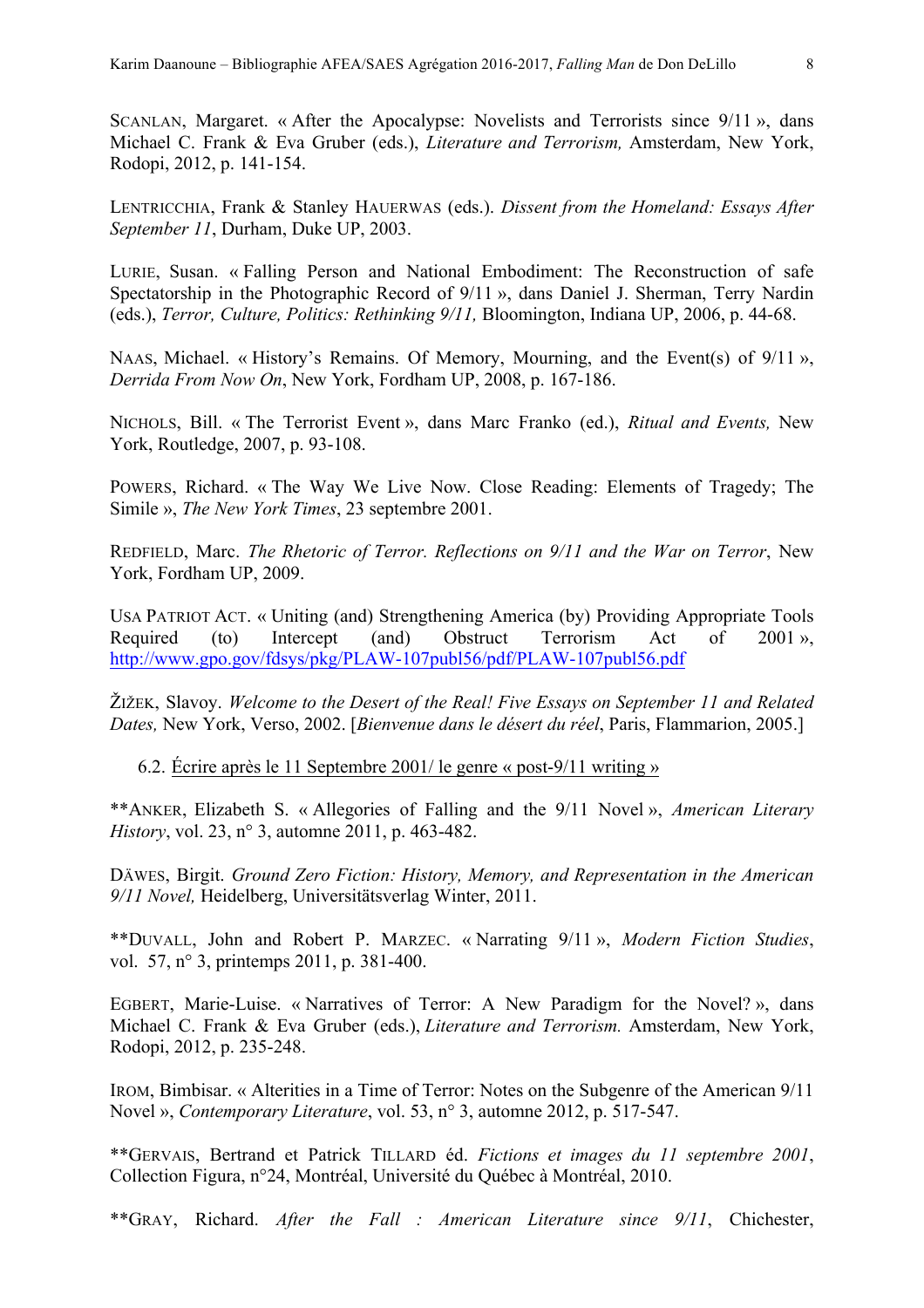SCANLAN, Margaret. « After the Apocalypse: Novelists and Terrorists since 9/11 », dans Michael C. Frank & Eva Gruber (eds.), *Literature and Terrorism,* Amsterdam, New York, Rodopi, 2012, p. 141-154.

LENTRICCHIA, Frank & Stanley HAUERWAS (eds.). *Dissent from the Homeland: Essays After September 11*, Durham, Duke UP, 2003.

LURIE, Susan. « Falling Person and National Embodiment: The Reconstruction of safe Spectatorship in the Photographic Record of 9/11 », dans Daniel J. Sherman, Terry Nardin (eds.), *Terror, Culture, Politics: Rethinking 9/11,* Bloomington, Indiana UP, 2006, p. 44-68.

NAAS, Michael. « History's Remains. Of Memory, Mourning, and the Event(s) of 9/11 », *Derrida From Now On*, New York, Fordham UP, 2008, p. 167-186.

NICHOLS, Bill. « The Terrorist Event », dans Marc Franko (ed.), *Ritual and Events,* New York, Routledge, 2007, p. 93-108.

POWERS, Richard. « The Way We Live Now. Close Reading: Elements of Tragedy; The Simile », *The New York Times*, 23 septembre 2001.

REDFIELD, Marc. *The Rhetoric of Terror. Reflections on 9/11 and the War on Terror*, New York, Fordham UP, 2009.

USA PATRIOT ACT. « Uniting (and) Strengthening America (by) Providing Appropriate Tools Required (to) Intercept (and) Obstruct Terrorism Act of 2001 », http://www.gpo.gov/fdsys/pkg/PLAW-107publ56/pdf/PLAW-107publ56.pdf

ŽIŽEK, Slavoy. *Welcome to the Desert of the Real! Five Essays on September 11 and Related Dates,* New York, Verso, 2002. [*Bienvenue dans le désert du réel*, Paris, Flammarion, 2005.]

### 6.2. Écrire après le 11 Septembre 2001/ le genre « post-9/11 writing »

**ANKER, Elizabeth S. « Allegories of Falling and the 9/11 Novel », *American Literary History*, vol. 23, n° 3, automne 2011, p. 463-482.

DÄWES, Birgit. *Ground Zero Fiction: History, Memory, and Representation in the American 9/11 Novel,* Heidelberg, Universitätsverlag Winter, 2011.

**DUVALL, John and Robert P. MARZEC. « Narrating 9/11 », *Modern Fiction Studies*, vol. 57, n° 3, printemps 2011, p. 381-400.

EGBERT, Marie-Luise. « Narratives of Terror: A New Paradigm for the Novel? », dans Michael C. Frank & Eva Gruber (eds.), *Literature and Terrorism.* Amsterdam, New York, Rodopi, 2012, p. 235-248.

IROM, Bimbisar. « Alterities in a Time of Terror: Notes on the Subgenre of the American 9/11 Novel », *Contemporary Literature*, vol. 53, n° 3, automne 2012, p. 517-547.

**GERVAIS, Bertrand et Patrick TILLARD éd. *Fictions et images du 11 septembre 2001*, Collection Figura, n°24, Montréal, Université du Québec à Montréal, 2010.

**GRAY, Richard. *After the Fall : American Literature since 9/11*, Chichester,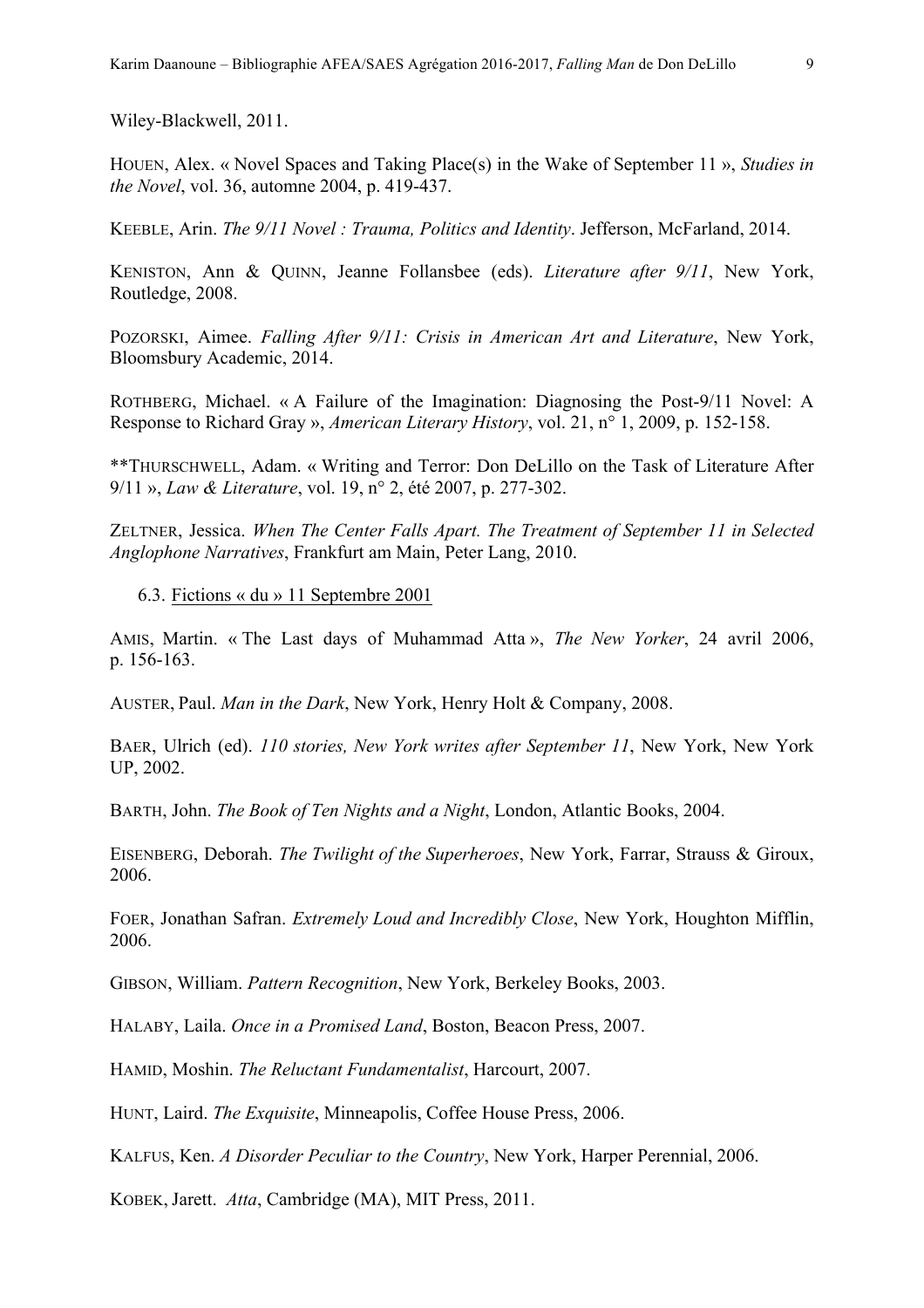Wiley-Blackwell, 2011.

HOUEN, Alex. « Novel Spaces and Taking Place(s) in the Wake of September 11 », *Studies in the Novel*, vol. 36, automne 2004, p. 419-437.

KEEBLE, Arin. *The 9/11 Novel : Trauma, Politics and Identity*. Jefferson, McFarland, 2014.

KENISTON, Ann & QUINN, Jeanne Follansbee (eds). *Literature after 9/11*, New York, Routledge, 2008.

POZORSKI, Aimee. *Falling After 9/11: Crisis in American Art and Literature*, New York, Bloomsbury Academic, 2014.

ROTHBERG, Michael. « A Failure of the Imagination: Diagnosing the Post-9/11 Novel: A Response to Richard Gray », *American Literary History*, vol. 21, n° 1, 2009, p. 152-158.

**THURSCHWELL, Adam. « Writing and Terror: Don DeLillo on the Task of Literature After 9/11 », *Law & Literature*, vol. 19, n° 2, été 2007, p. 277-302.

ZELTNER, Jessica. *When The Center Falls Apart. The Treatment of September 11 in Selected Anglophone Narratives*, Frankfurt am Main, Peter Lang, 2010.

### 6.3. Fictions « du » 11 Septembre 2001

AMIS, Martin. « The Last days of Muhammad Atta », *The New Yorker*, 24 avril 2006, p. 156-163.

AUSTER, Paul. *Man in the Dark*, New York, Henry Holt & Company, 2008.

BAER, Ulrich (ed). *110 stories, New York writes after September 11*, New York, New York UP, 2002.

BARTH, John. *The Book of Ten Nights and a Night*, London, Atlantic Books, 2004.

EISENBERG, Deborah. *The Twilight of the Superheroes*, New York, Farrar, Strauss & Giroux, 2006.

FOER, Jonathan Safran. *Extremely Loud and Incredibly Close*, New York, Houghton Mifflin, 2006.

GIBSON, William. *Pattern Recognition*, New York, Berkeley Books, 2003.

HALABY, Laila. *Once in a Promised Land*, Boston, Beacon Press, 2007.

HAMID, Moshin. *The Reluctant Fundamentalist*, Harcourt, 2007.

HUNT, Laird. *The Exquisite*, Minneapolis, Coffee House Press, 2006.

KALFUS, Ken. *A Disorder Peculiar to the Country*, New York, Harper Perennial, 2006.

KOBEK, Jarett. *Atta*, Cambridge (MA), MIT Press, 2011.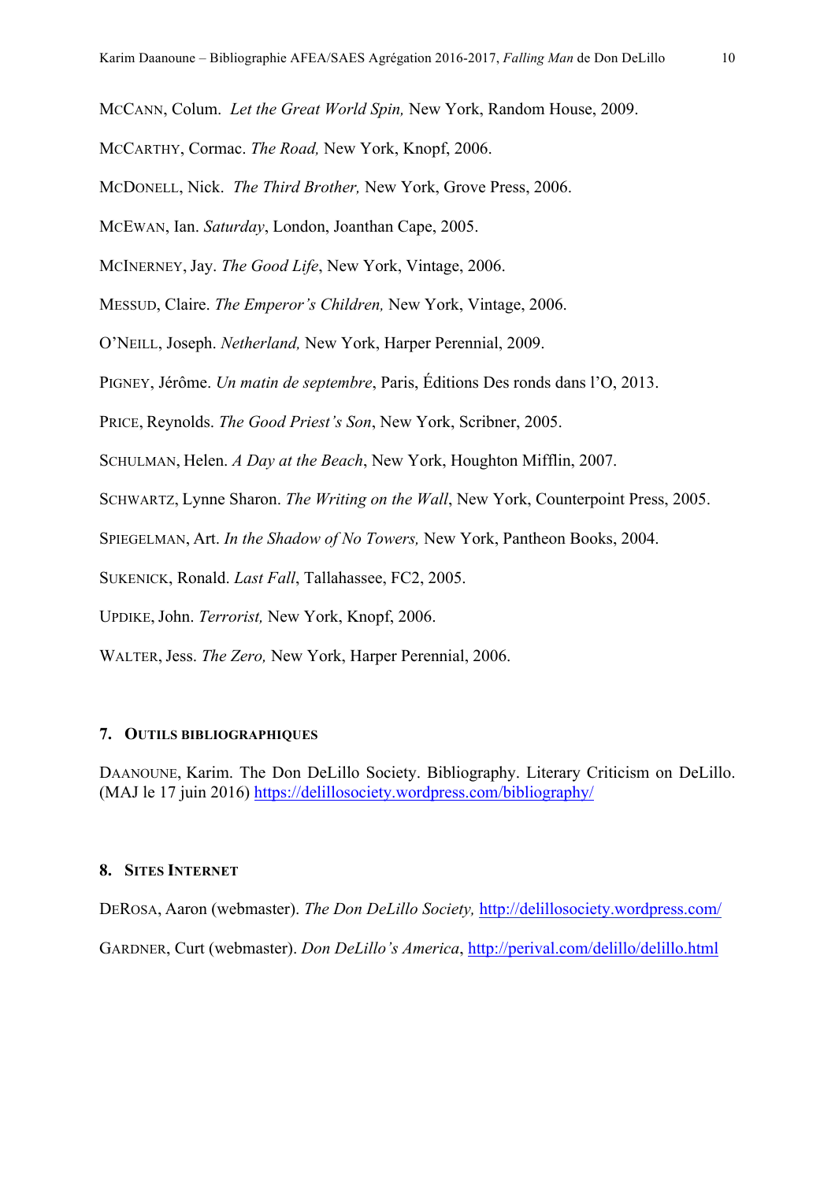MCCANN, Colum. *Let the Great World Spin,* New York, Random House, 2009.

MCCARTHY, Cormac. *The Road,* New York, Knopf, 2006.

MCDONELL, Nick. *The Third Brother,* New York, Grove Press, 2006.

MCEWAN, Ian. *Saturday*, London, Joanthan Cape, 2005.

MCINERNEY, Jay. *The Good Life*, New York, Vintage, 2006.

MESSUD, Claire. *The Emperor's Children,* New York, Vintage, 2006.

O'NEILL, Joseph. *Netherland,* New York, Harper Perennial, 2009.

PIGNEY, Jérôme. *Un matin de septembre*, Paris, Éditions Des ronds dans l'O, 2013.

PRICE, Reynolds. *The Good Priest's Son*, New York, Scribner, 2005.

SCHULMAN, Helen. *A Day at the Beach*, New York, Houghton Mifflin, 2007.

SCHWARTZ, Lynne Sharon. *The Writing on the Wall*, New York, Counterpoint Press, 2005.

SPIEGELMAN, Art. *In the Shadow of No Towers,* New York, Pantheon Books, 2004.

SUKENICK, Ronald. *Last Fall*, Tallahassee, FC2, 2005.

UPDIKE, John. *Terrorist,* New York, Knopf, 2006.

WALTER, Jess. *The Zero,* New York, Harper Perennial, 2006.

## 7. OUTILS BIBLIOGRAPHIQUES

DAANOUNE, Karim. The Don DeLillo Society. Bibliography. Literary Criticism on DeLillo. (MAJ le 17 juin 2016) https://delillosociety.wordpress.com/bibliography/

## 8. SITES INTERNET

DEROSA, Aaron (webmaster). *The Don DeLillo Society,* http://delillosociety.wordpress.com/

GARDNER, Curt (webmaster). *Don DeLillo's America*, http://perival.com/delillo/delillo.html